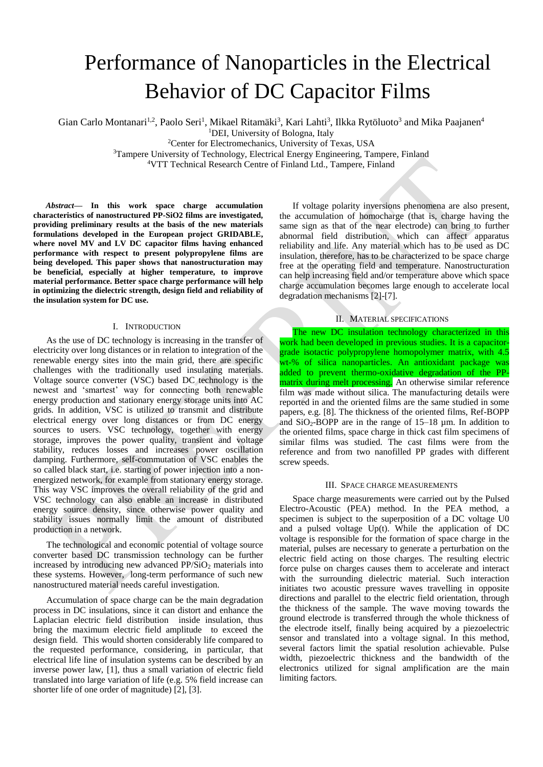# Performance of Nanoparticles in the Electrical Behavior of DC Capacitor Films

Gian Carlo Montanari[1,2], Paolo Seri[1], Mikael Ritamäki[3], Kari Lahti[3], Ilkka Rytöluoto[3] and Mika Paajanen[4]

[1]DEI, University of Bologna, Italy

[2]Center for Electromechanics, University of Texas, USA

[3]Tampere University of Technology, Electrical Energy Engineering, Tampere, Finland

[4]VTT Technical Research Centre of Finland Ltd., Tampere, Finland

***Abstract*— In this work space charge accumulation characteristics of nanostructured PP-SiO2 films are investigated, providing preliminary results at the basis of the new materials formulations developed in the European project GRIDABLE, where novel MV and LV DC capacitor films having enhanced performance with respect to present polypropylene films are being developed. This paper shows that nanostructuration may be beneficial, especially at higher temperature, to improve material performance. Better space charge performance will help in optimizing the dielectric strength, design field and reliability of the insulation system for DC use.**

## I. Introduction

As the use of DC technology is increasing in the transfer of electricity over long distances or in relation to integration of the renewable energy sites into the main grid, there are specific challenges with the traditionally used insulating materials. Voltage source converter (VSC) based DC technology is the newest and 'smartest' way for connecting both renewable energy production and stationary energy storage units into AC grids. In addition, VSC is utilized to transmit and distribute electrical energy over long distances or from DC energy sources to users. VSC technology, together with energy storage, improves the power quality, transient and voltage stability, reduces losses and increases power oscillation damping. Furthermore, self-commutation of VSC enables the so called black start, i.e. starting of power injection into a non-energized network, for example from stationary energy storage. This way VSC improves the overall reliability of the grid and VSC technology can also enable an increase in distributed energy source density, since otherwise power quality and stability issues normally limit the amount of distributed production in a network.

The technological and economic potential of voltage source converter based DC transmission technology can be further increased by introducing new advanced PP/$SiO_2$ materials into these systems. However, long-term performance of such new nanostructured material needs careful investigation.

Accumulation of space charge can be the main degradation process in DC insulations, since it can distort and enhance the Laplacian electric field distribution inside insulation, thus bring the maximum electric field amplitude to exceed the design field. This would shorten considerably life compared to the requested performance, considering, in particular, that electrical life line of insulation systems can be described by an inverse power law, [1], thus a small variation of electric field translated into large variation of life (e.g. 5% field increase can shorter life of one order of magnitude) [2], [3].

If voltage polarity inversions phenomena are also present, the accumulation of homocharge (that is, charge having the same sign as that of the near electrode) can bring to further abnormal field distribution, which can affect apparatus reliability and life. Any material which has to be used as DC insulation, therefore, has to be characterized to be space charge free at the operating field and temperature. Nanostructuration can help increasing field and/or temperature above which space charge accumulation becomes large enough to accelerate local degradation mechanisms [2]-[7].

## II. Material specifications

The new DC insulation technology characterized in this work had been developed in previous studies. It is a capacitor-grade isotactic polypropylene homopolymer matrix, with 4.5 wt-% of silica nanoparticles. An antioxidant package was added to prevent thermo-oxidative degradation of the PP-matrix during melt processing. An otherwise similar reference film was made without silica. The manufacturing details were reported in and the oriented films are the same studied in some papers, e.g. [8]. The thickness of the oriented films, Ref-BOPP and $SiO_2$-BOPP are in the range of 15–18 µm. In addition to the oriented films, space charge in thick cast film specimens of similar films was studied. The cast films were from the reference and from two nanofilled PP grades with different screw speeds.

## III. Space charge measurements

Space charge measurements were carried out by the Pulsed Electro-Acoustic (PEA) method. In the PEA method, a specimen is subject to the superposition of a DC voltage U0 and a pulsed voltage Up(t). While the application of DC voltage is responsible for the formation of space charge in the material, pulses are necessary to generate a perturbation on the electric field acting on those charges. The resulting electric force pulse on charges causes them to accelerate and interact with the surrounding dielectric material. Such interaction initiates two acoustic pressure waves travelling in opposite directions and parallel to the electric field orientation, through the thickness of the sample. The wave moving towards the ground electrode is transferred through the whole thickness of the electrode itself, finally being acquired by a piezoelectric sensor and translated into a voltage signal. In this method, several factors limit the spatial resolution achievable. Pulse width, piezoelectric thickness and the bandwidth of the electronics utilized for signal amplification are the main limiting factors.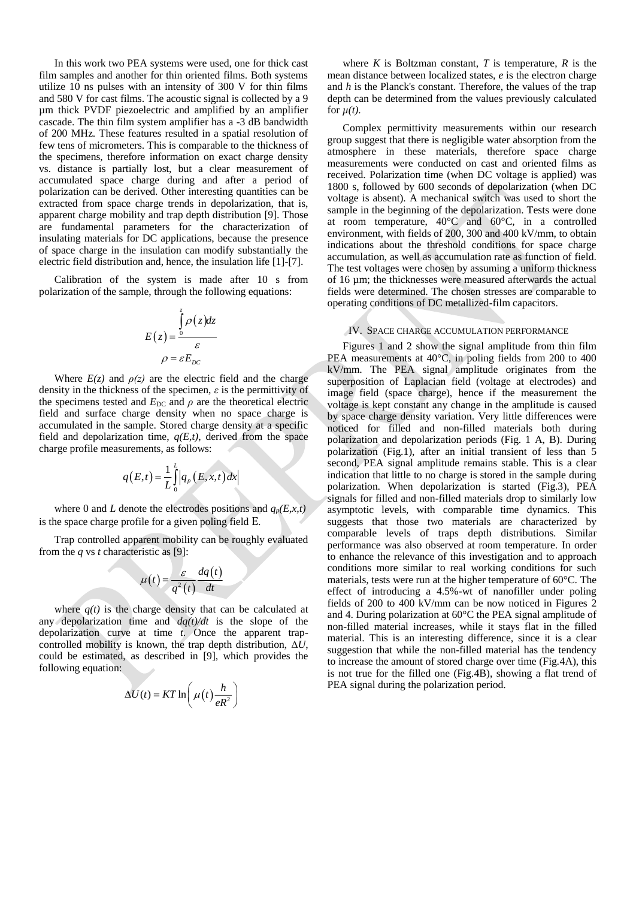In this work two PEA systems were used, one for thick cast film samples and another for thin oriented films. Both systems utilize 10 ns pulses with an intensity of 300 V for thin films and 580 V for cast films. The acoustic signal is collected by a 9 µm thick PVDF piezoelectric and amplified by an amplifier cascade. The thin film system amplifier has a -3 dB bandwidth of 200 MHz. These features resulted in a spatial resolution of few tens of micrometers. This is comparable to the thickness of the specimens, therefore information on exact charge density vs. distance is partially lost, but a clear measurement of accumulated space charge during and after a period of polarization can be derived. Other interesting quantities can be extracted from space charge trends in depolarization, that is, apparent charge mobility and trap depth distribution [9]. Those are fundamental parameters for the characterization of insulating materials for DC applications, because the presence of space charge in the insulation can modify substantially the electric field distribution and, hence, the insulation life [1]-[7].

Calibration of the system is made after 10 s from polarization of the sample, through the following equations:

$$E(z) = \frac{\int_0^z \rho(z)dz}{\varepsilon}$$

$$\rho = \varepsilon E_{DC}$$

Where $E(z)$ and $\rho(z)$ are the electric field and the charge density in the thickness of the specimen, $\varepsilon$ is the permittivity of the specimens tested and $E_{DC}$ and $\rho$ are the theoretical electric field and surface charge density when no space charge is accumulated in the sample. Stored charge density at a specific field and depolarization time, $q(E,t)$, derived from the space charge profile measurements, as follows:

$$q(E,t) = \frac{1}{L}\int_0^L \left| q_p(E,x,t)dx \right|$$

where 0 and $L$ denote the electrodes positions and $q_P(E,x,t)$ is the space charge profile for a given poling field E.

Trap controlled apparent mobility can be roughly evaluated from the $q$ vs $t$ characteristic as [9]:

$$\mu(t) = \frac{\varepsilon}{q^2(t)}\frac{dq(t)}{dt}$$

where $q(t)$ is the charge density that can be calculated at any depolarization time and $dq(t)/dt$ is the slope of the depolarization curve at time $t$. Once the apparent trap-controlled mobility is known, the trap depth distribution, $\Delta U$, could be estimated, as described in [9], which provides the following equation:

$$\Delta U(t) = KT\ln\left(\mu(t)\frac{h}{eR^2}\right)$$

where $K$ is Boltzman constant, $T$ is temperature, $R$ is the mean distance between localized states, $e$ is the electron charge and $h$ is the Planck's constant. Therefore, the values of the trap depth can be determined from the values previously calculated for $\mu(t)$.

Complex permittivity measurements within our research group suggest that there is negligible water absorption from the atmosphere in these materials, therefore space charge measurements were conducted on cast and oriented films as received. Polarization time (when DC voltage is applied) was 1800 s, followed by 600 seconds of depolarization (when DC voltage is absent). A mechanical switch was used to short the sample in the beginning of the depolarization. Tests were done at room temperature, 40°C and 60°C, in a controlled environment, with fields of 200, 300 and 400 kV/mm, to obtain indications about the threshold conditions for space charge accumulation, as well as accumulation rate as function of field. The test voltages were chosen by assuming a uniform thickness of 16 µm; the thicknesses were measured afterwards the actual fields were determined. The chosen stresses are comparable to operating conditions of DC metallized-film capacitors.

## IV. Space charge accumulation performance

Figures 1 and 2 show the signal amplitude from thin film PEA measurements at 40°C, in poling fields from 200 to 400 kV/mm. The PEA signal amplitude originates from the superposition of Laplacian field (voltage at electrodes) and image field (space charge), hence if the measurement the voltage is kept constant any change in the amplitude is caused by space charge density variation. Very little differences were noticed for filled and non-filled materials both during polarization and depolarization periods (Fig. 1 A, B). During polarization (Fig.1), after an initial transient of less than 5 second, PEA signal amplitude remains stable. This is a clear indication that little to no charge is stored in the sample during polarization. When depolarization is started (Fig.3), PEA signals for filled and non-filled materials drop to similarly low asymptotic levels, with comparable time dynamics. This suggests that those two materials are characterized by comparable levels of traps depth distributions. Similar performance was also observed at room temperature. In order to enhance the relevance of this investigation and to approach conditions more similar to real working conditions for such materials, tests were run at the higher temperature of 60°C. The effect of introducing a 4.5%-wt of nanofiller under poling fields of 200 to 400 kV/mm can be now noticed in Figures 2 and 4. During polarization at 60°C the PEA signal amplitude of non-filled material increases, while it stays flat in the filled material. This is an interesting difference, since it is a clear suggestion that while the non-filled material has the tendency to increase the amount of stored charge over time (Fig.4A), this is not true for the filled one (Fig.4B), showing a flat trend of PEA signal during the polarization period.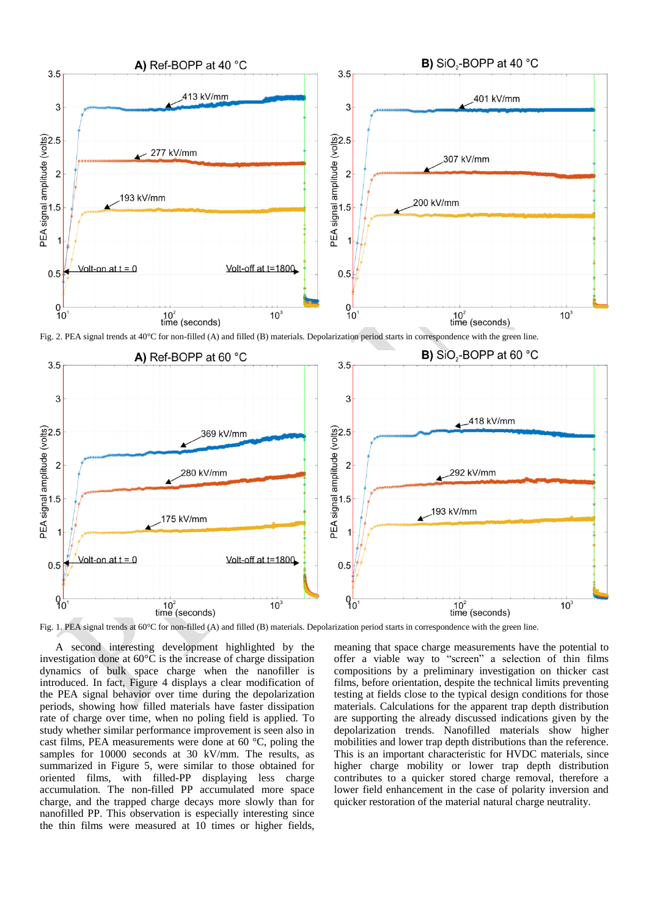Fig. 2. PEA signal trends at 40°C for non-filled (A) and filled (B) materials. Depolarization period starts in correspondence with the green line.

Fig. 1. PEA signal trends at 60°C for non-filled (A) and filled (B) materials. Depolarization period starts in correspondence with the green line.

A second interesting development highlighted by the investigation done at 60°C is the increase of charge dissipation dynamics of bulk space charge when the nanofiller is introduced. In fact, Figure 4 displays a clear modification of the PEA signal behavior over time during the depolarization periods, showing how filled materials have faster dissipation rate of charge over time, when no poling field is applied. To study whether similar performance improvement is seen also in cast films, PEA measurements were done at 60 °C, poling the samples for 10000 seconds at 30 kV/mm. The results, as summarized in Figure 5, were similar to those obtained for oriented films, with filled-PP displaying less charge accumulation. The non-filled PP accumulated more space charge, and the trapped charge decays more slowly than for nanofilled PP. This observation is especially interesting since the thin films were measured at 10 times or higher fields, meaning that space charge measurements have the potential to offer a viable way to "screen" a selection of thin films compositions by a preliminary investigation on thicker cast films, before orientation, despite the technical limits preventing testing at fields close to the typical design conditions for those materials. Calculations for the apparent trap depth distribution are supporting the already discussed indications given by the depolarization trends. Nanofilled materials show higher mobilities and lower trap depth distributions than the reference. This is an important characteristic for HVDC materials, since higher charge mobility or lower trap depth distribution contributes to a quicker stored charge removal, therefore a lower field enhancement in the case of polarity inversion and quicker restoration of the material natural charge neutrality.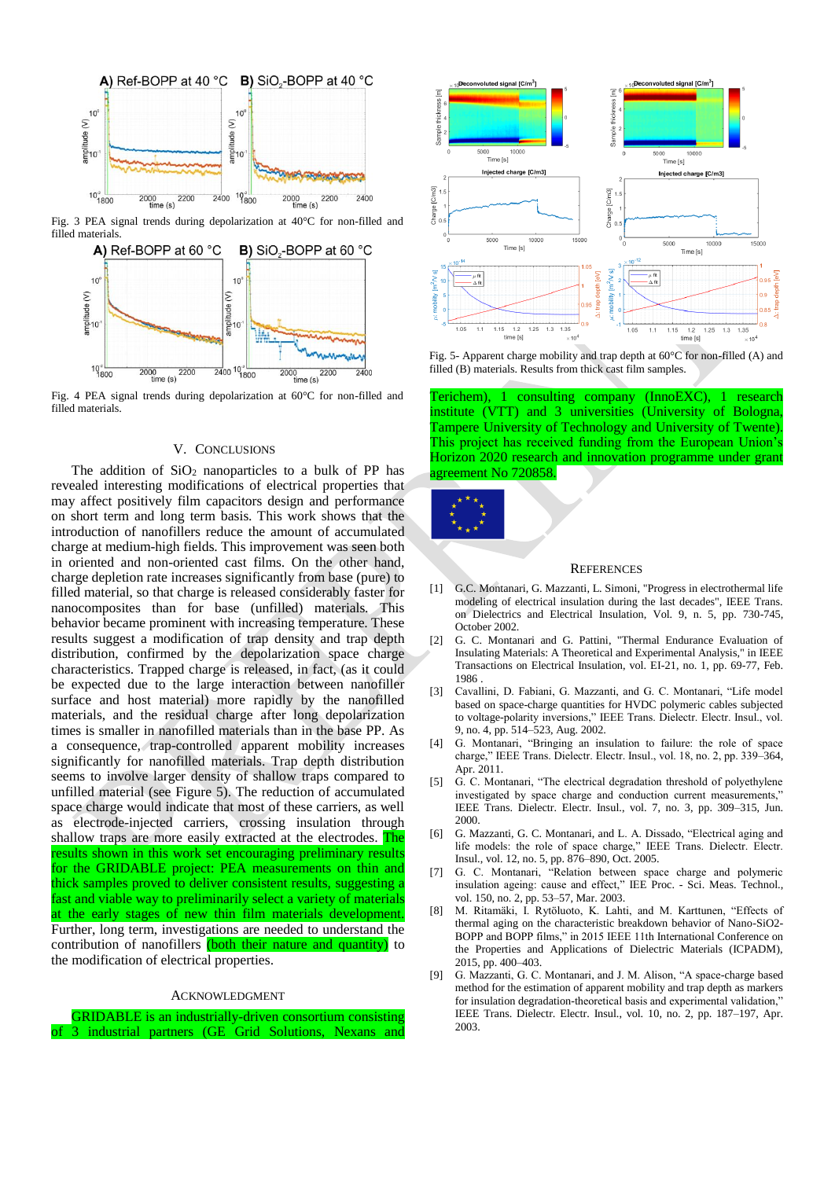A) Ref-BOPP at 40 °C

B) $SiO_2$-BOPP at 40 °C

amplitude (V)

time (s)

Fig. 3 PEA signal trends during depolarization at 40°C for non-filled and filled materials.

A) Ref-BOPP at 60 °C

B) $SiO_2$-BOPP at 60 °C

amplitude (V)

time (s)

Fig. 4 PEA signal trends during depolarization at 60°C for non-filled and filled materials.

## V. Conclusions

The addition of $SiO_2$ nanoparticles to a bulk of PP has revealed interesting modifications of electrical properties that may affect positively film capacitors design and performance on short term and long term basis. This work shows that the introduction of nanofillers reduce the amount of accumulated charge at medium-high fields. This improvement was seen both in oriented and non-oriented cast films. On the other hand, charge depletion rate increases significantly from base (pure) to filled material, so that charge is released considerably faster for nanocomposites than for base (unfilled) materials. This behavior became prominent with increasing temperature. These results suggest a modification of trap density and trap depth distribution, confirmed by the depolarization space charge characteristics. Trapped charge is released, in fact, (as it could be expected due to the large interaction between nanofiller surface and host material) more rapidly by the nanofilled materials, and the residual charge after long depolarization times is smaller in nanofilled materials than in the base PP. As a consequence, trap-controlled apparent mobility increases significantly for nanofilled materials. Trap depth distribution seems to involve larger density of shallow traps compared to unfilled material (see Figure 5). The reduction of accumulated space charge would indicate that most of these carriers, as well as electrode-injected carriers, crossing insulation through shallow traps are more easily extracted at the electrodes. The results shown in this work set encouraging preliminary results for the GRIDABLE project: PEA measurements on thin and thick samples proved to deliver consistent results, suggesting a fast and viable way to preliminarily select a variety of materials at the early stages of new thin film materials development. Further, long term, investigations are needed to understand the contribution of nanofillers (both their nature and quantity) to the modification of electrical properties.

## Acknowledgment

GRIDABLE is an industrially-driven consortium consisting of 3 industrial partners (GE Grid Solutions, Nexans and Terichem), 1 consulting company (InnoEXC), 1 research institute (VTT) and 3 universities (University of Bologna, Tampere University of Technology and University of Twente). This project has received funding from the European Union's Horizon 2020 research and innovation programme under grant agreement No 720858.

Deconvoluted signal [C/m³]

Sample thickness [m]

Time [s]

Injected charge [C/m3]

Charge [C/m3]

μ: mobility [m²/V s]

Δ: trap depth [eV]

time [s]

Fig. 5- Apparent charge mobility and trap depth at 60°C for non-filled (A) and filled (B) materials. Results from thick cast film samples.

## References

[1] G.C. Montanari, G. Mazzanti, L. Simoni, "Progress in electrothermal life modeling of electrical insulation during the last decades", IEEE Trans. on Dielectrics and Electrical Insulation, Vol. 9, n. 5, pp. 730-745, October 2002.

[2] G. C. Montanari and G. Pattini, "Thermal Endurance Evaluation of Insulating Materials: A Theoretical and Experimental Analysis," in IEEE Transactions on Electrical Insulation, vol. EI-21, no. 1, pp. 69-77, Feb. 1986 .

[3] Cavallini, D. Fabiani, G. Mazzanti, and G. C. Montanari, "Life model based on space-charge quantities for HVDC polymeric cables subjected to voltage-polarity inversions," IEEE Trans. Dielectr. Electr. Insul., vol. 9, no. 4, pp. 514–523, Aug. 2002.

[4] G. Montanari, "Bringing an insulation to failure: the role of space charge," IEEE Trans. Dielectr. Electr. Insul., vol. 18, no. 2, pp. 339–364, Apr. 2011.

[5] G. C. Montanari, "The electrical degradation threshold of polyethylene investigated by space charge and conduction current measurements," IEEE Trans. Dielectr. Electr. Insul., vol. 7, no. 3, pp. 309–315, Jun. 2000.

[6] G. Mazzanti, G. C. Montanari, and L. A. Dissado, "Electrical aging and life models: the role of space charge," IEEE Trans. Dielectr. Electr. Insul., vol. 12, no. 5, pp. 876–890, Oct. 2005.

[7] G. C. Montanari, "Relation between space charge and polymeric insulation ageing: cause and effect," IEE Proc. - Sci. Meas. Technol., vol. 150, no. 2, pp. 53–57, Mar. 2003.

[8] M. Ritamäki, I. Rytöluoto, K. Lahti, and M. Karttunen, "Effects of thermal aging on the characteristic breakdown behavior of Nano-SiO2-BOPP and BOPP films," in 2015 IEEE 11th International Conference on the Properties and Applications of Dielectric Materials (ICPADM), 2015, pp. 400–403.

[9] G. Mazzanti, G. C. Montanari, and J. M. Alison, "A space-charge based method for the estimation of apparent mobility and trap depth as markers for insulation degradation-theoretical basis and experimental validation," IEEE Trans. Dielectr. Electr. Insul., vol. 10, no. 2, pp. 187–197, Apr. 2003.